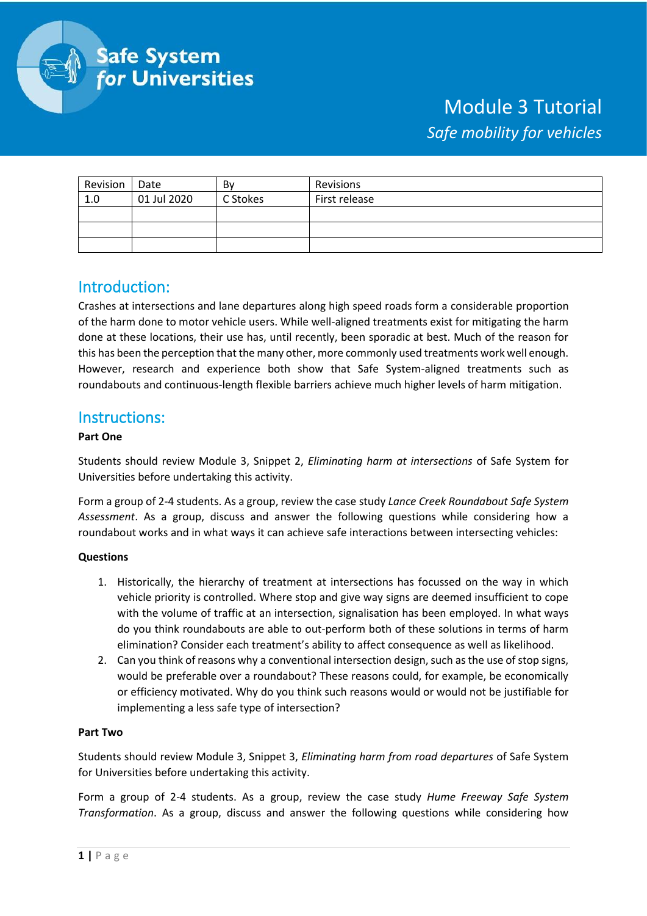Safe System for Universities

# Module 3 Tutorial

*Safe mobility for vehicles*

| Revision | Date | By | Revisions |
|---|---|---|---|
| 1.0 | 01 Jul 2020 | C Stokes | First release |
| | | | |
| | | | |
| | | | |

## Introduction:

Crashes at intersections and lane departures along high speed roads form a considerable proportion of the harm done to motor vehicle users. While well-aligned treatments exist for mitigating the harm done at these locations, their use has, until recently, been sporadic at best. Much of the reason for this has been the perception that the many other, more commonly used treatments work well enough. However, research and experience both show that Safe System-aligned treatments such as roundabouts and continuous-length flexible barriers achieve much higher levels of harm mitigation.

## Instructions:

**Part One**

Students should review Module 3, Snippet 2, *Eliminating harm at intersections* of Safe System for Universities before undertaking this activity.

Form a group of 2-4 students. As a group, review the case study *Lance Creek Roundabout Safe System Assessment*. As a group, discuss and answer the following questions while considering how a roundabout works and in what ways it can achieve safe interactions between intersecting vehicles:

**Questions**

1. Historically, the hierarchy of treatment at intersections has focussed on the way in which vehicle priority is controlled. Where stop and give way signs are deemed insufficient to cope with the volume of traffic at an intersection, signalisation has been employed. In what ways do you think roundabouts are able to out-perform both of these solutions in terms of harm elimination? Consider each treatment's ability to affect consequence as well as likelihood.
2. Can you think of reasons why a conventional intersection design, such as the use of stop signs, would be preferable over a roundabout? These reasons could, for example, be economically or efficiency motivated. Why do you think such reasons would or would not be justifiable for implementing a less safe type of intersection?

**Part Two**

Students should review Module 3, Snippet 3, *Eliminating harm from road departures* of Safe System for Universities before undertaking this activity.

Form a group of 2-4 students. As a group, review the case study *Hume Freeway Safe System Transformation*. As a group, discuss and answer the following questions while considering how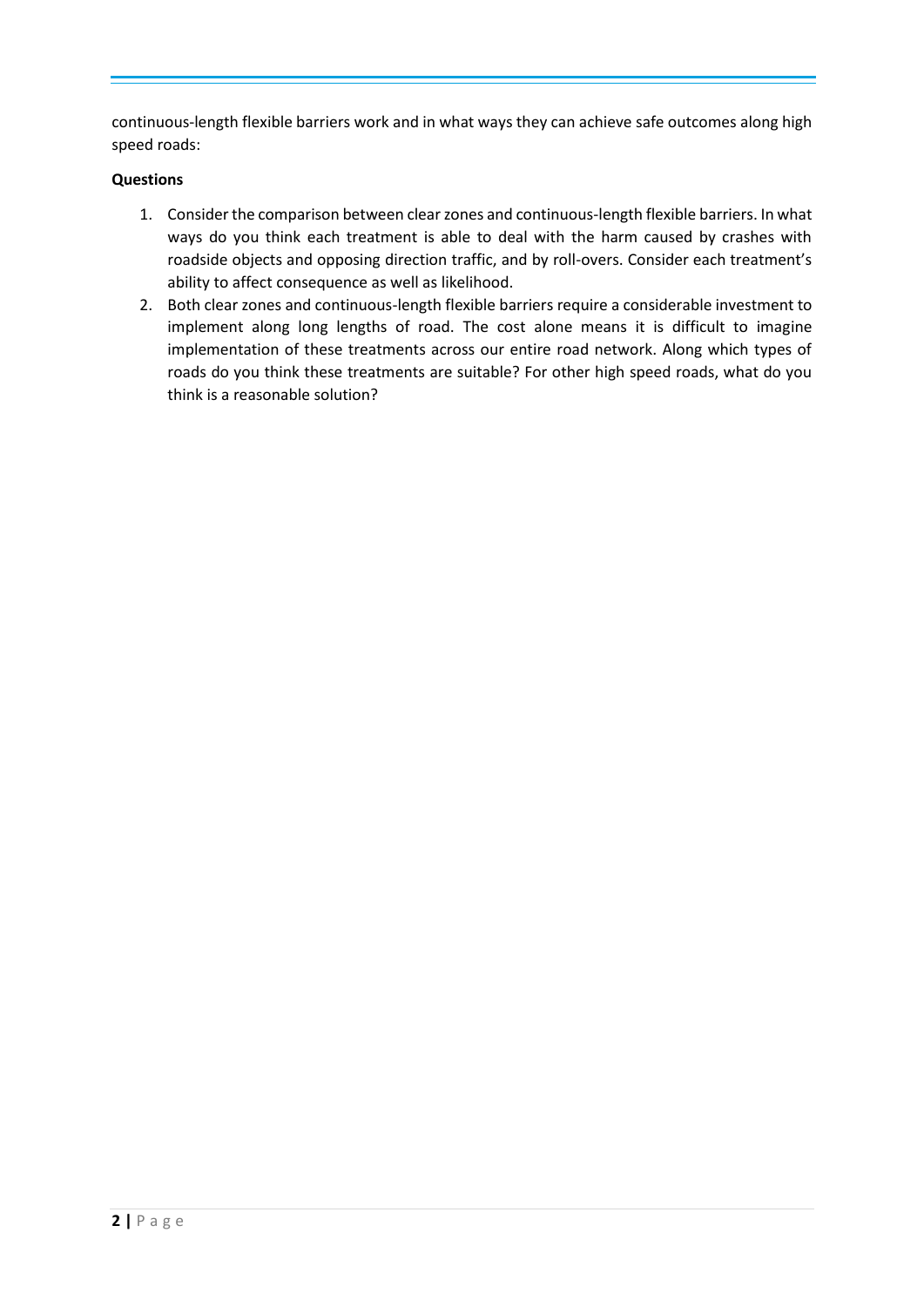continuous-length flexible barriers work and in what ways they can achieve safe outcomes along high speed roads:

**Questions**

1. Consider the comparison between clear zones and continuous-length flexible barriers. In what ways do you think each treatment is able to deal with the harm caused by crashes with roadside objects and opposing direction traffic, and by roll-overs. Consider each treatment's ability to affect consequence as well as likelihood.
2. Both clear zones and continuous-length flexible barriers require a considerable investment to implement along long lengths of road. The cost alone means it is difficult to imagine implementation of these treatments across our entire road network. Along which types of roads do you think these treatments are suitable? For other high speed roads, what do you think is a reasonable solution?